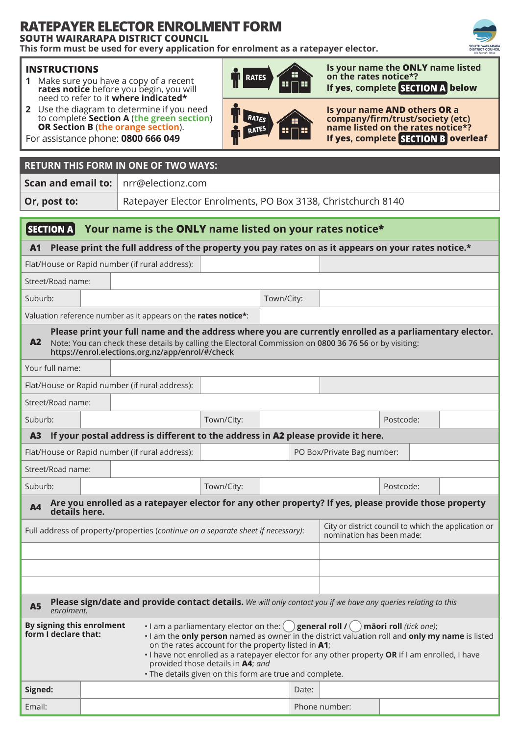# RATEPAYER ELECTOR ENROLMENT FORM

## SOUTH WAIRARAPA DISTRICT COUNCIL

**This form must be used for every application for enrolment as a ratepayer elector.**

### INSTRUCTIONS

1. Make sure you have a copy of a recent **rates notice** before you begin, you will need to refer to it **where indicated***
2. Use the diagram to determine if you need to complete **Section A** (the green section) **OR Section B** (the orange section).

For assistance phone: **0800 666 049**

**Is your name the ONLY name listed on the rates notice*?**
**If yes, complete SECTION A below**

**Is your name AND others OR a company/firm/trust/society (etc) name listed on the rates notice*?**
**If yes, complete SECTION B overleaf**

| RETURN THIS FORM IN ONE OF TWO WAYS: | |
|---|---|
| **Scan and email to:** | nrr@electionz.com |
| **Or, post to:** | Ratepayer Elector Enrolments, PO Box 3138, Christchurch 8140 |

## SECTION A Your name is the ONLY name listed on your rates notice*

**A1 Please print the full address of the property you pay rates on as it appears on your rates notice.***

| | | | |
|---|---|---|---|
| Flat/House or Rapid number (if rural address): | | | |
| Street/Road name: | | | |
| Suburb: | | Town/City: | |
| Valuation reference number as it appears on the **rates notice***: | | | |

**A2 Please print your full name and the address where you are currently enrolled as a parliamentary elector.**
Note: You can check these details by calling the Electoral Commission on **0800 36 76 56** or by visiting: **https://enrol.elections.org.nz/app/enrol/#/check**

| | | | | | |
|---|---|---|---|---|---|
| Your full name: | | | | | |
| Flat/House or Rapid number (if rural address): | | | | | |
| Street/Road name: | | | | | |
| Suburb: | | Town/City: | | Postcode: | |

**A3 If your postal address is different to the address in A2 please provide it here.**

| | | | | | |
|---|---|---|---|---|---|
| Flat/House or Rapid number (if rural address): | | PO Box/Private Bag number: | | | |
| Street/Road name: | | | | | |
| Suburb: | | Town/City: | | Postcode: | |

**A4 Are you enrolled as a ratepayer elector for any other property? If yes, please provide those property details here.**

| Full address of property/properties (*continue on a separate sheet if necessary*): | City or district council to which the application or nomination has been made: |
|---|---|
| | |
| | |
| | |

**A5 Please sign/date and provide contact details.** *We will only contact you if we have any queries relating to this enrolment.*

**By signing this enrolment form I declare that:**

- I am a parliamentary elector on the: ◯ **general roll** / ◯ **māori roll** *(tick one)*;
- I am the **only person** named as owner in the district valuation roll and **only my name** is listed on the rates account for the property listed in **A1**;
- I have not enrolled as a ratepayer elector for any other property **OR** if I am enrolled, I have provided those details in **A4**; and
- The details given on this form are true and complete.

| | | | |
|---|---|---|---|
| **Signed:** | | Date: | |
| Email: | | Phone number: | |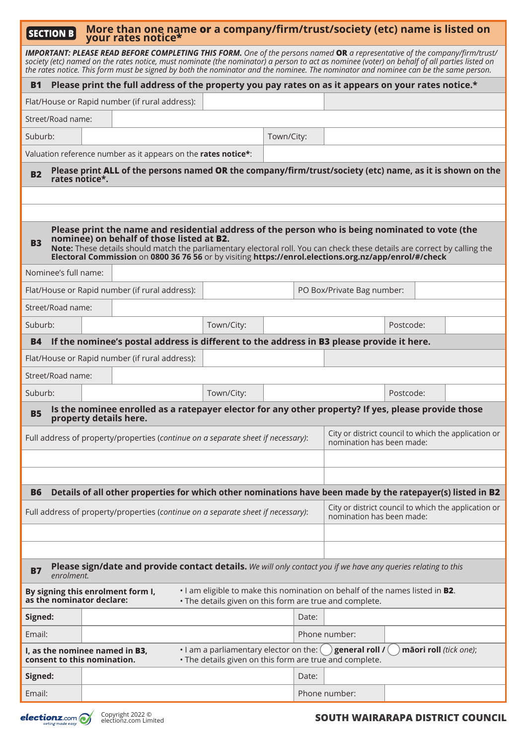## SECTION B More than one name or a company/firm/trust/society (etc) name is listed on your rates notice*

***IMPORTANT: PLEASE READ BEFORE COMPLETING THIS FORM.*** *One of the persons named* ***OR*** *a representative of the company/firm/trust/society (etc) named on the rates notice, must nominate (the nominator) a person to act as nominee (voter) on behalf of all parties listed on the rates notice. This form must be signed by both the nominator and the nominee. The nominator and nominee can be the same person.*

### B1 Please print the full address of the property you pay rates on as it appears on your rates notice.*

| | | | |
|---|---|---|---|
| Flat/House or Rapid number (if rural address): | | | |
| Street/Road name: | | | |
| Suburb: | | Town/City: | |
| Valuation reference number as it appears on the **rates notice***: | | | |

### B2 Please print ALL of the persons named OR the company/firm/trust/society (etc) name, as it is shown on the rates notice*.

| |
|---|
| |
| |

### B3 Please print the name and residential address of the person who is being nominated to vote (the nominee) on behalf of those listed at B2.

**Note:** These details should match the parliamentary electoral roll. You can check these details are correct by calling the **Electoral Commission** on **0800 36 76 56** or by visiting **https://enrol.elections.org.nz/app/enrol/#/check**

| | | | | | |
|---|---|---|---|---|---|
| Nominee's full name: | | | | | |
| Flat/House or Rapid number (if rural address): | | PO Box/Private Bag number: | | | |
| Street/Road name: | | | | | |
| Suburb: | | Town/City: | | Postcode: | |

### B4 If the nominee's postal address is different to the address in B3 please provide it here.

| | | | | | |
|---|---|---|---|---|---|
| Flat/House or Rapid number (if rural address): | | | | | |
| Street/Road name: | | | | | |
| Suburb: | | Town/City: | | Postcode: | |

### B5 Is the nominee enrolled as a ratepayer elector for any other property? If yes, please provide those property details here.

| Full address of property/properties (*continue on a separate sheet if necessary*): | City or district council to which the application or nomination has been made: |
|---|---|
| | |
| | |

### B6 Details of all other properties for which other nominations have been made by the ratepayer(s) listed in B2

| Full address of property/properties (*continue on a separate sheet if necessary*): | City or district council to which the application or nomination has been made: |
|---|---|
| | |
| | |

### B7 Please sign/date and provide contact details. *We will only contact you if we have any queries relating to this enrolment.*

**By signing this enrolment form I, as the nominator declare:**
- I am eligible to make this nomination on behalf of the names listed in **B2**.
- The details given on this form are true and complete.

| | | | |
|---|---|---|---|
| **Signed:** | | Date: | |
| Email: | | Phone number: | |

**I, as the nominee named in B3, consent to this nomination.**
- I am a parliamentary elector on the: ◯ **general roll** / ◯ **māori roll** *(tick one)*;
- The details given on this form are true and complete.

| | | | |
|---|---|---|---|
| **Signed:** | | Date: | |
| Email: | | Phone number: | |

electionz.com voting made easy — Copyright 2022 © electionz.com Limited

**SOUTH WAIRARAPA DISTRICT COUNCIL**